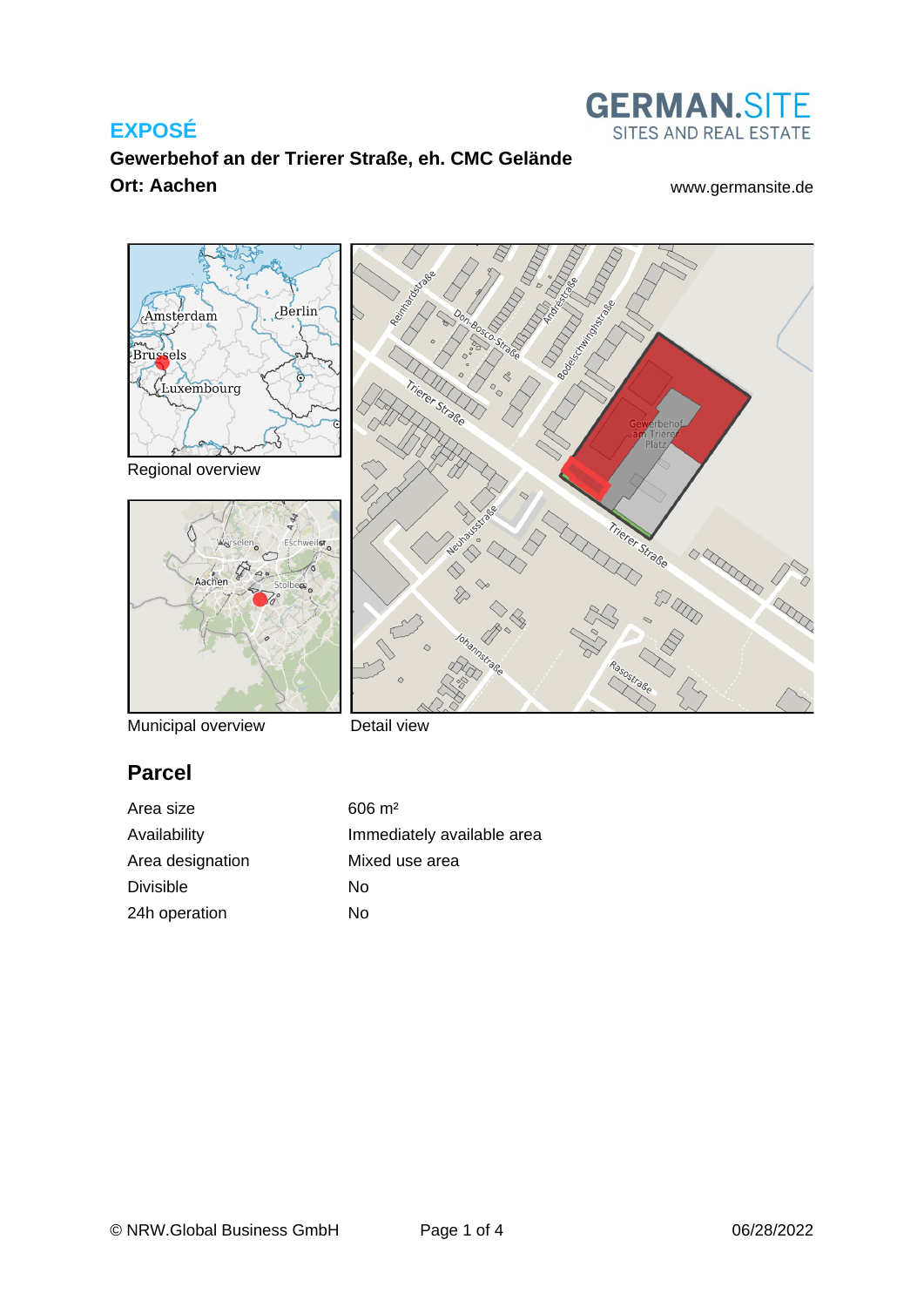# EXPOSÉ

**Gewerbehof an der Trierer Straße, eh. CMC Gelände**

**Ort: Aachen**

GERMAN.SITE
SITES AND REAL ESTATE

www.germansite.de

Regional overview

Municipal overview

Detail view

## Parcel

| | |
|---|---|
| Area size | 606 m² |
| Availability | Immediately available area |
| Area designation | Mixed use area |
| Divisible | No |
| 24h operation | No |

© NRW.Global Business GmbH

06/28/2022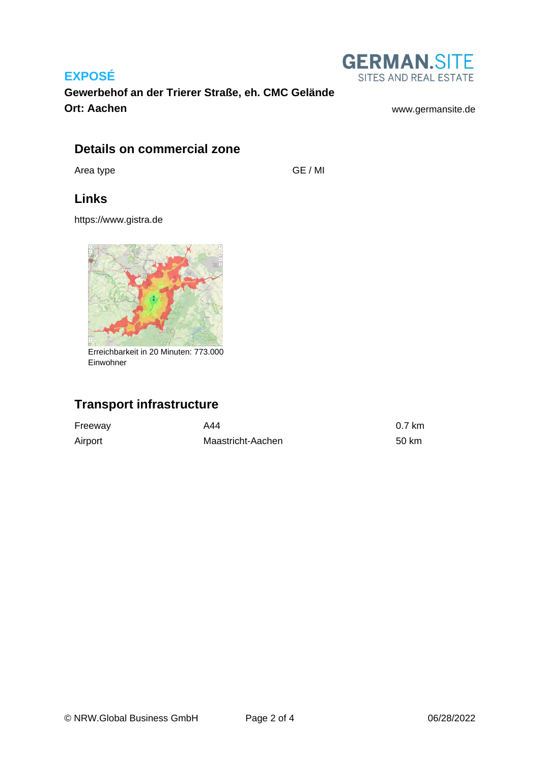**EXPOSÉ**

**Gewerbehof an der Trierer Straße, eh. CMC Gelände**
**Ort: Aachen**

www.germansite.de

## Details on commercial zone

| Area type | GE / MI |
|---|---|

## Links

https://www.gistra.de

Erreichbarkeit in 20 Minuten: 773.000 Einwohner

## Transport infrastructure

| Freeway | A44 | 0.7 km |
|---|---|---|
| Airport | Maastricht-Aachen | 50 km |

© NRW.Global Business GmbH

06/28/2022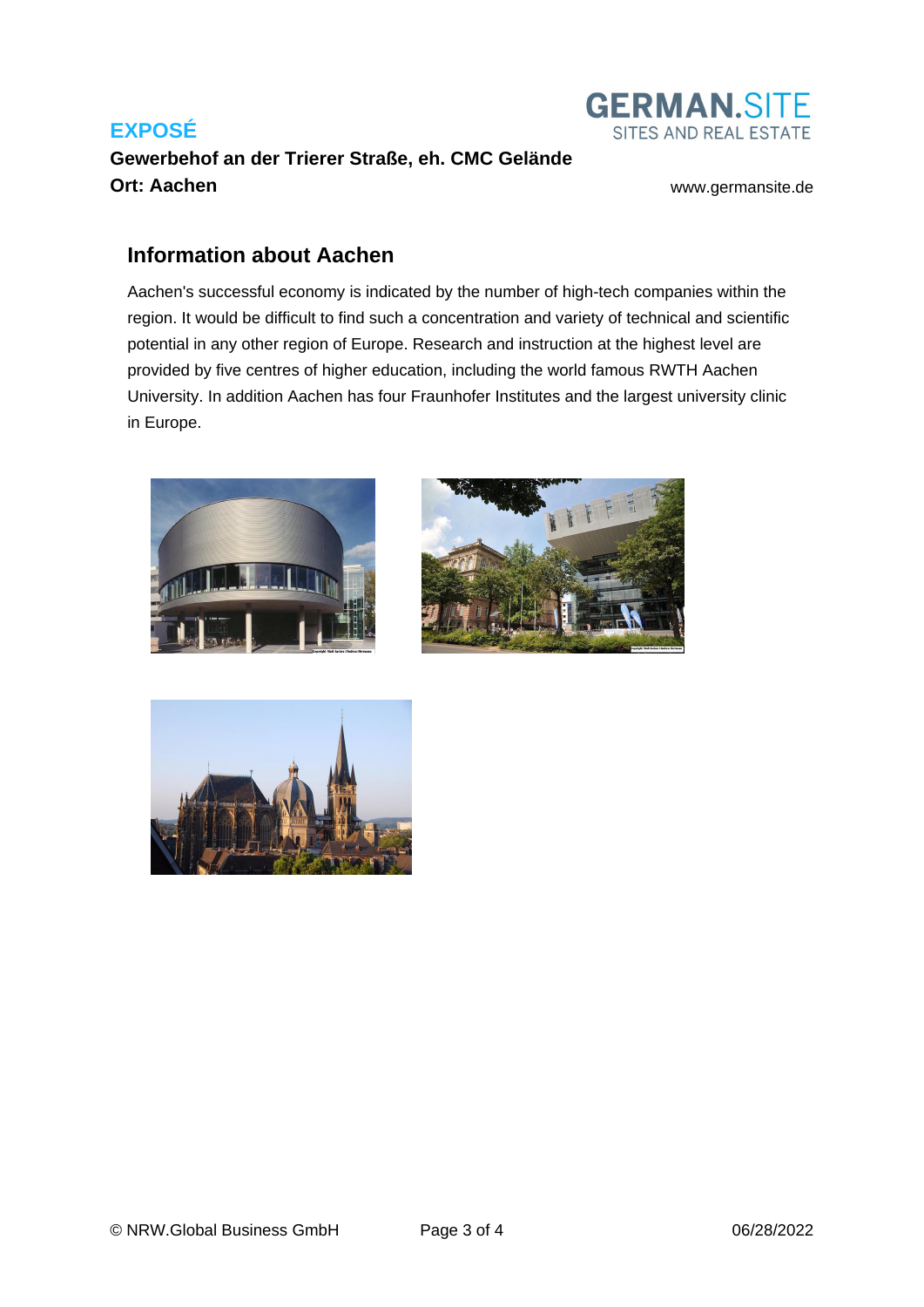## Information about Aachen

Aachen's successful economy is indicated by the number of high-tech companies within the region. It would be difficult to find such a concentration and variety of technical and scientific potential in any other region of Europe. Research and instruction at the highest level are provided by five centres of higher education, including the world famous RWTH Aachen University. In addition Aachen has four Fraunhofer Institutes and the largest university clinic in Europe.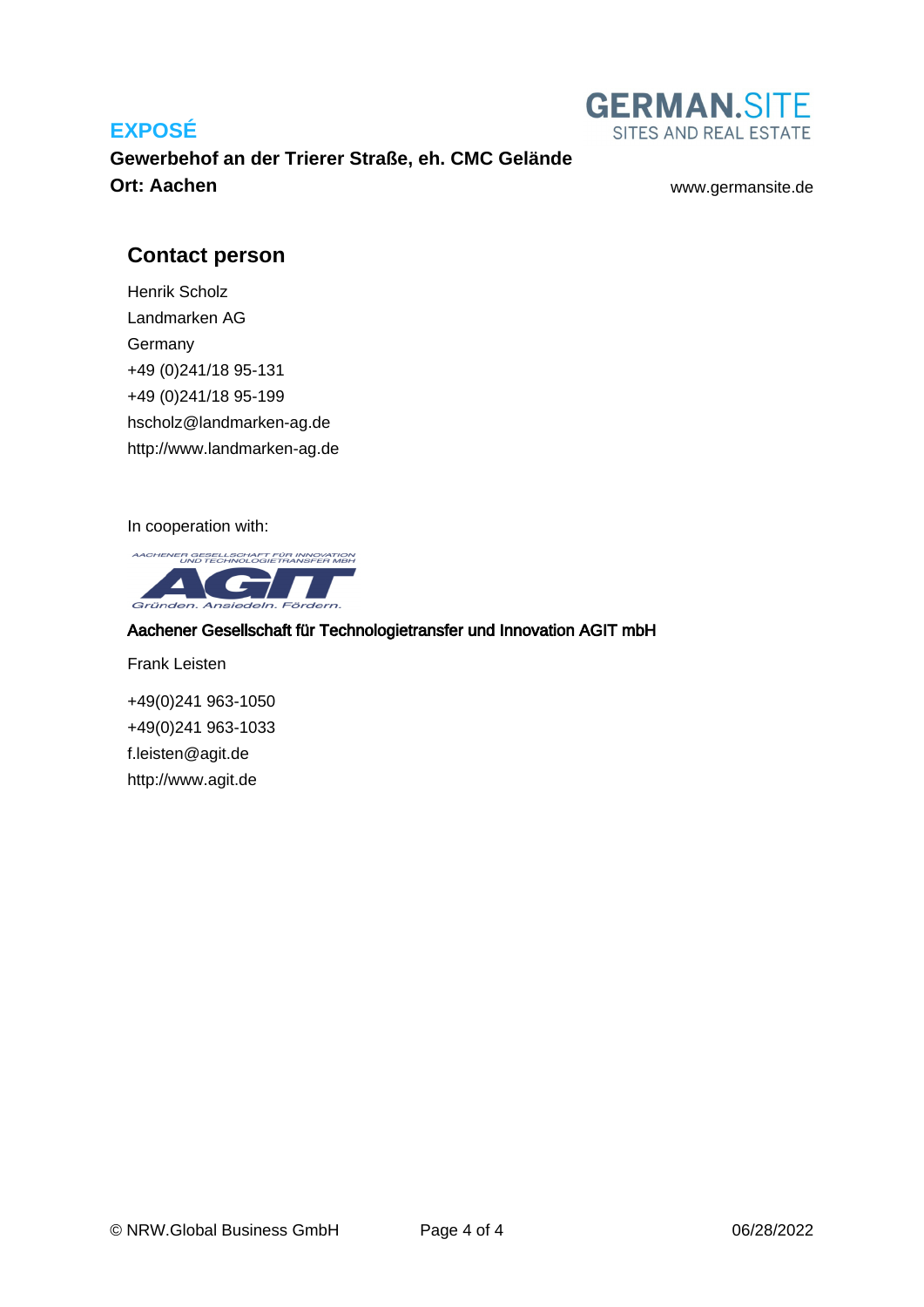## Contact person

Henrik Scholz
Landmarken AG
Germany
+49 (0)241/18 95-131
+49 (0)241/18 95-199
hscholz@landmarken-ag.de
http://www.landmarken-ag.de

In cooperation with:

Aachener Gesellschaft für Technologietransfer und Innovation AGIT mbH

Frank Leisten

+49(0)241 963-1050
+49(0)241 963-1033
f.leisten@agit.de
http://www.agit.de